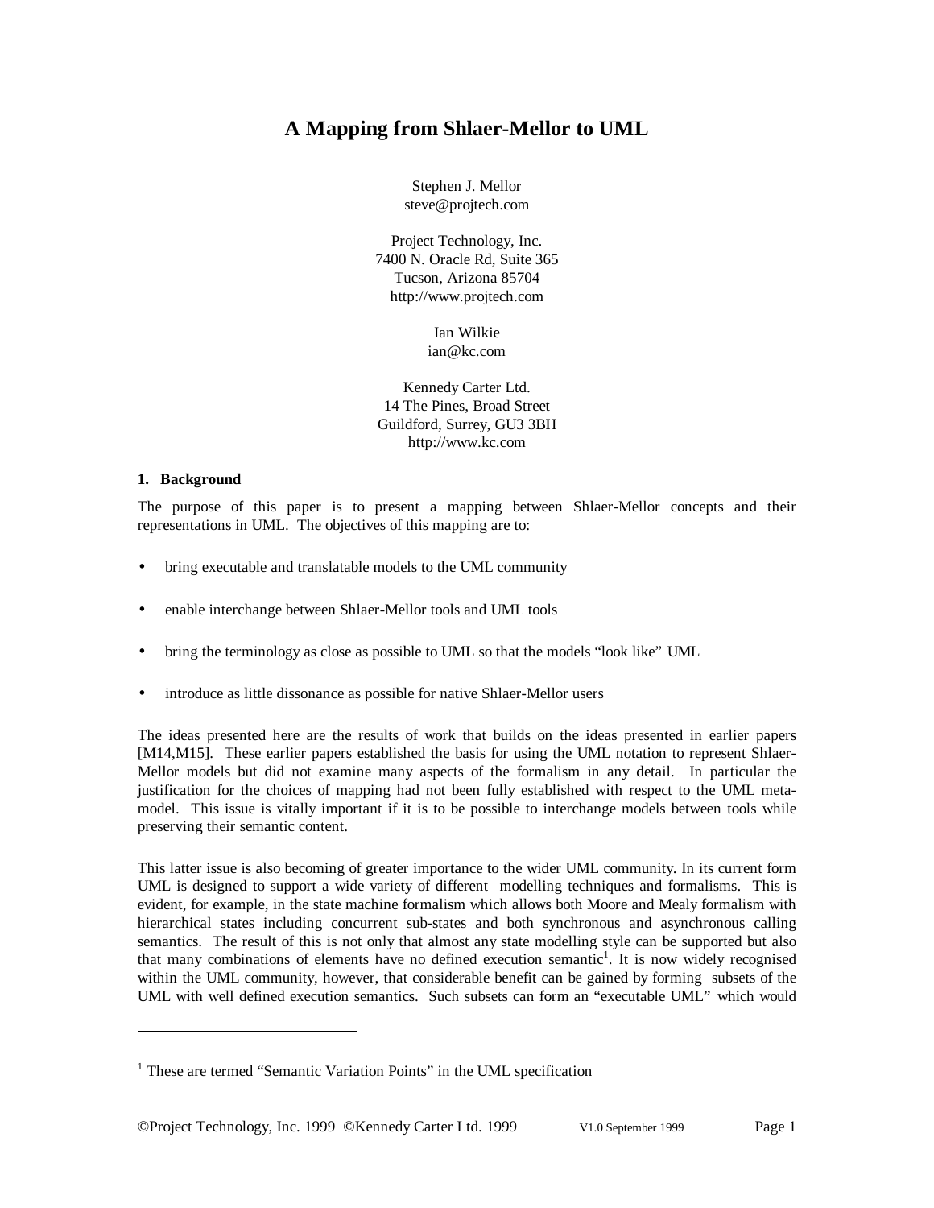# A Mapping from Shlaer-Mellor to UML

Stephen J. Mellor
steve@projtech.com

Project Technology, Inc.
7400 N. Oracle Rd, Suite 365
Tucson, Arizona 85704
http://www.projtech.com

Ian Wilkie
ian@kc.com

Kennedy Carter Ltd.
14 The Pines, Broad Street
Guildford, Surrey, GU3 3BH
http://www.kc.com

## 1. Background

The purpose of this paper is to present a mapping between Shlaer-Mellor concepts and their representations in UML. The objectives of this mapping are to:

- bring executable and translatable models to the UML community
- enable interchange between Shlaer-Mellor tools and UML tools
- bring the terminology as close as possible to UML so that the models "look like" UML
- introduce as little dissonance as possible for native Shlaer-Mellor users

The ideas presented here are the results of work that builds on the ideas presented in earlier papers [M14,M15]. These earlier papers established the basis for using the UML notation to represent Shlaer-Mellor models but did not examine many aspects of the formalism in any detail. In particular the justification for the choices of mapping had not been fully established with respect to the UML meta-model. This issue is vitally important if it is to be possible to interchange models between tools while preserving their semantic content.

This latter issue is also becoming of greater importance to the wider UML community. In its current form UML is designed to support a wide variety of different modelling techniques and formalisms. This is evident, for example, in the state machine formalism which allows both Moore and Mealy formalism with hierarchical states including concurrent sub-states and both synchronous and asynchronous calling semantics. The result of this is not only that almost any state modelling style can be supported but also that many combinations of elements have no defined execution semantic[1]. It is now widely recognised within the UML community, however, that considerable benefit can be gained by forming subsets of the UML with well defined execution semantics. Such subsets can form an "executable UML" which would

[1] These are termed "Semantic Variation Points" in the UML specification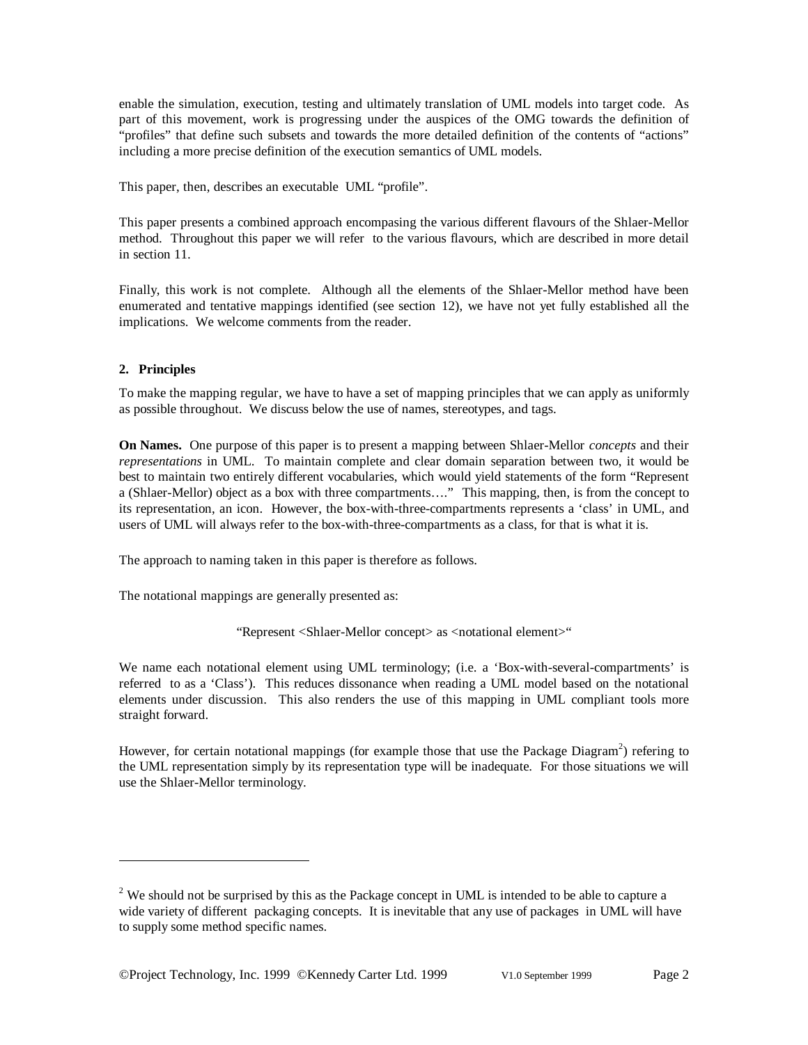enable the simulation, execution, testing and ultimately translation of UML models into target code. As part of this movement, work is progressing under the auspices of the OMG towards the definition of "profiles" that define such subsets and towards the more detailed definition of the contents of "actions" including a more precise definition of the execution semantics of UML models.

This paper, then, describes an executable UML "profile".

This paper presents a combined approach encompasing the various different flavours of the Shlaer-Mellor method. Throughout this paper we will refer to the various flavours, which are described in more detail in section 11.

Finally, this work is not complete. Although all the elements of the Shlaer-Mellor method have been enumerated and tentative mappings identified (see section 12), we have not yet fully established all the implications. We welcome comments from the reader.

## 2. Principles

To make the mapping regular, we have to have a set of mapping principles that we can apply as uniformly as possible throughout. We discuss below the use of names, stereotypes, and tags.

**On Names.** One purpose of this paper is to present a mapping between Shlaer-Mellor *concepts* and their *representations* in UML. To maintain complete and clear domain separation between two, it would be best to maintain two entirely different vocabularies, which would yield statements of the form "Represent a (Shlaer-Mellor) object as a box with three compartments…." This mapping, then, is from the concept to its representation, an icon. However, the box-with-three-compartments represents a 'class' in UML, and users of UML will always refer to the box-with-three-compartments as a class, for that is what it is.

The approach to naming taken in this paper is therefore as follows.

The notational mappings are generally presented as:

"Represent <Shlaer-Mellor concept> as <notational element>"

We name each notational element using UML terminology; (i.e. a 'Box-with-several-compartments' is referred to as a 'Class'). This reduces dissonance when reading a UML model based on the notational elements under discussion. This also renders the use of this mapping in UML compliant tools more straight forward.

However, for certain notational mappings (for example those that use the Package Diagram[2]) refering to the UML representation simply by its representation type will be inadequate. For those situations we will use the Shlaer-Mellor terminology.

[2] We should not be surprised by this as the Package concept in UML is intended to be able to capture a wide variety of different packaging concepts. It is inevitable that any use of packages in UML will have to supply some method specific names.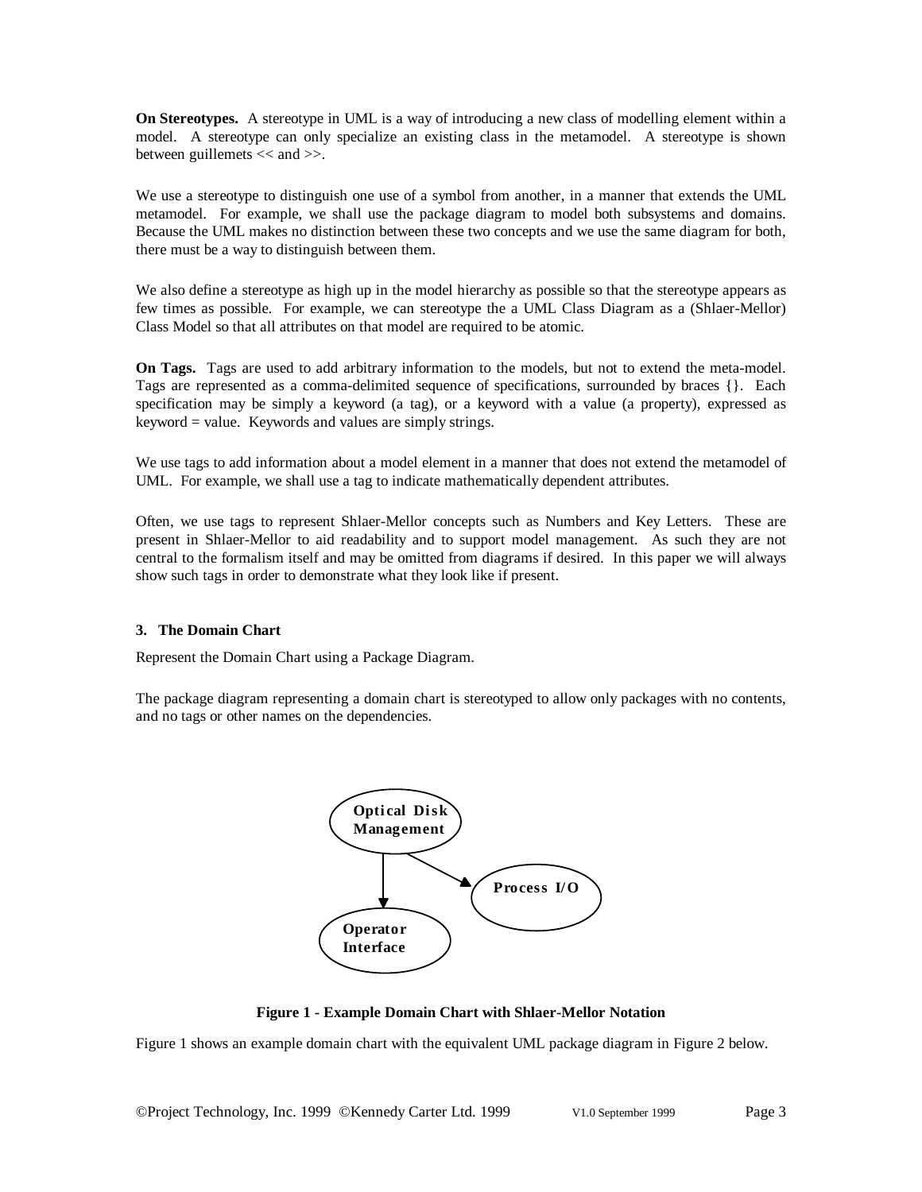**On Stereotypes.** A stereotype in UML is a way of introducing a new class of modelling element within a model. A stereotype can only specialize an existing class in the metamodel. A stereotype is shown between guillemets << and >>.

We use a stereotype to distinguish one use of a symbol from another, in a manner that extends the UML metamodel. For example, we shall use the package diagram to model both subsystems and domains. Because the UML makes no distinction between these two concepts and we use the same diagram for both, there must be a way to distinguish between them.

We also define a stereotype as high up in the model hierarchy as possible so that the stereotype appears as few times as possible. For example, we can stereotype the a UML Class Diagram as a (Shlaer-Mellor) Class Model so that all attributes on that model are required to be atomic.

**On Tags.** Tags are used to add arbitrary information to the models, but not to extend the meta-model. Tags are represented as a comma-delimited sequence of specifications, surrounded by braces {}. Each specification may be simply a keyword (a tag), or a keyword with a value (a property), expressed as keyword = value. Keywords and values are simply strings.

We use tags to add information about a model element in a manner that does not extend the metamodel of UML. For example, we shall use a tag to indicate mathematically dependent attributes.

Often, we use tags to represent Shlaer-Mellor concepts such as Numbers and Key Letters. These are present in Shlaer-Mellor to aid readability and to support model management. As such they are not central to the formalism itself and may be omitted from diagrams if desired. In this paper we will always show such tags in order to demonstrate what they look like if present.

### 3. The Domain Chart

Represent the Domain Chart using a Package Diagram.

The package diagram representing a domain chart is stereotyped to allow only packages with no contents, and no tags or other names on the dependencies.

Optical Disk Management

Process I/O

Operator Interface

**Figure 1 - Example Domain Chart with Shlaer-Mellor Notation**

Figure 1 shows an example domain chart with the equivalent UML package diagram in Figure 2 below.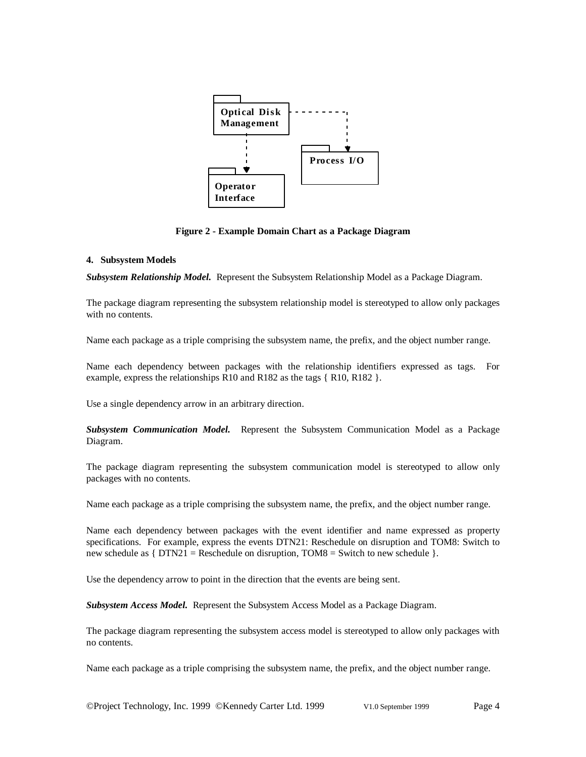**Figure 2 - Example Domain Chart as a Package Diagram**

**4. Subsystem Models**

***Subsystem Relationship Model.*** Represent the Subsystem Relationship Model as a Package Diagram.

The package diagram representing the subsystem relationship model is stereotyped to allow only packages with no contents.

Name each package as a triple comprising the subsystem name, the prefix, and the object number range.

Name each dependency between packages with the relationship identifiers expressed as tags. For example, express the relationships R10 and R182 as the tags { R10, R182 }.

Use a single dependency arrow in an arbitrary direction.

***Subsystem Communication Model.*** Represent the Subsystem Communication Model as a Package Diagram.

The package diagram representing the subsystem communication model is stereotyped to allow only packages with no contents.

Name each package as a triple comprising the subsystem name, the prefix, and the object number range.

Name each dependency between packages with the event identifier and name expressed as property specifications. For example, express the events DTN21: Reschedule on disruption and TOM8: Switch to new schedule as { DTN21 = Reschedule on disruption, TOM8 = Switch to new schedule }.

Use the dependency arrow to point in the direction that the events are being sent.

***Subsystem Access Model.*** Represent the Subsystem Access Model as a Package Diagram.

The package diagram representing the subsystem access model is stereotyped to allow only packages with no contents.

Name each package as a triple comprising the subsystem name, the prefix, and the object number range.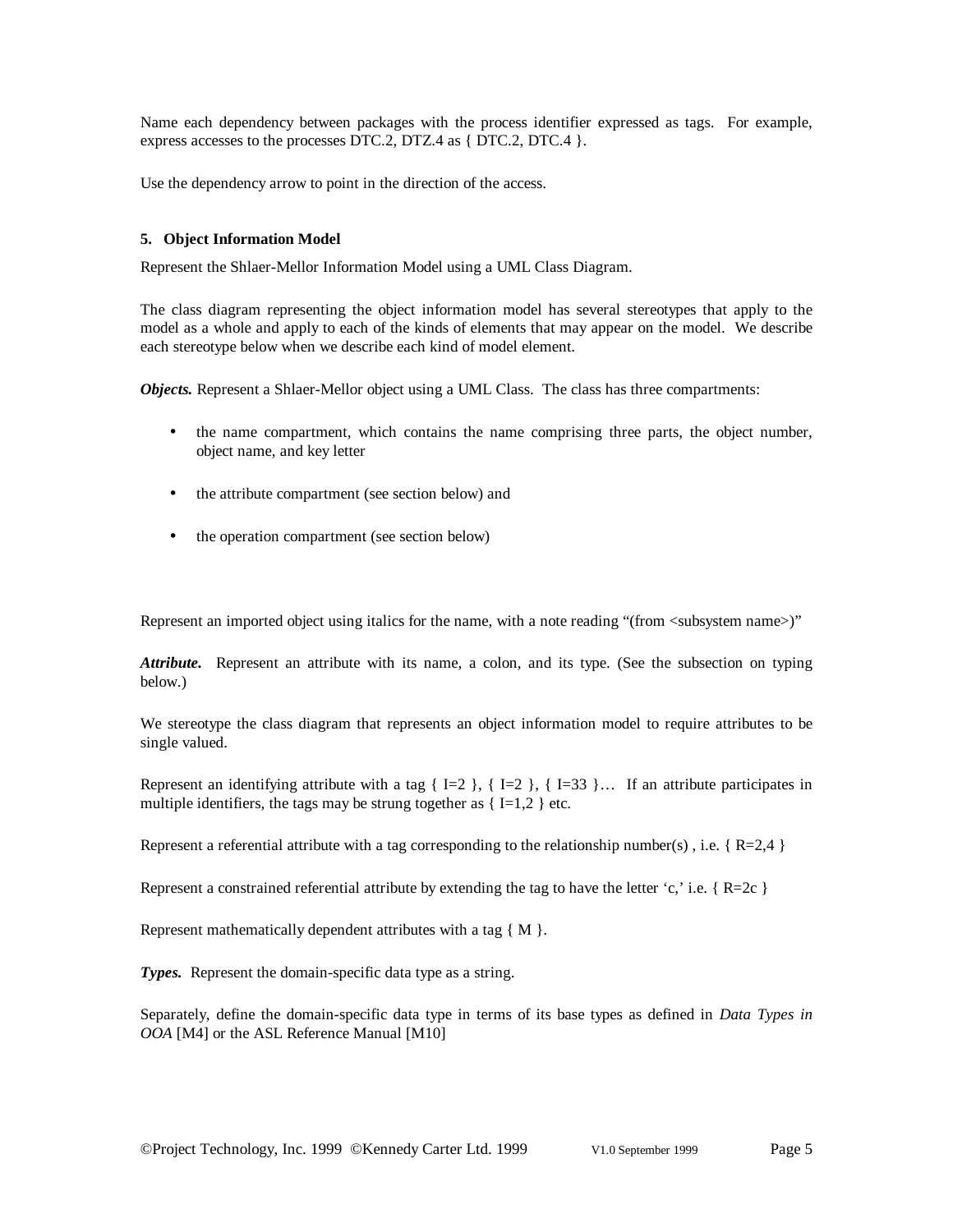Name each dependency between packages with the process identifier expressed as tags. For example, express accesses to the processes DTC.2, DTZ.4 as { DTC.2, DTC.4 }.

Use the dependency arrow to point in the direction of the access.

## 5. Object Information Model

Represent the Shlaer-Mellor Information Model using a UML Class Diagram.

The class diagram representing the object information model has several stereotypes that apply to the model as a whole and apply to each of the kinds of elements that may appear on the model. We describe each stereotype below when we describe each kind of model element.

***Objects.*** Represent a Shlaer-Mellor object using a UML Class. The class has three compartments:

- the name compartment, which contains the name comprising three parts, the object number, object name, and key letter
- the attribute compartment (see section below) and
- the operation compartment (see section below)

Represent an imported object using italics for the name, with a note reading "(from <subsystem name>)"

***Attribute.*** Represent an attribute with its name, a colon, and its type. (See the subsection on typing below.)

We stereotype the class diagram that represents an object information model to require attributes to be single valued.

Represent an identifying attribute with a tag { I=2 }, { I=2 }, { I=33 }… If an attribute participates in multiple identifiers, the tags may be strung together as { I=1,2 } etc.

Represent a referential attribute with a tag corresponding to the relationship number(s) , i.e. { R=2,4 }

Represent a constrained referential attribute by extending the tag to have the letter 'c,' i.e. { R=2c }

Represent mathematically dependent attributes with a tag { M }.

***Types.*** Represent the domain-specific data type as a string.

Separately, define the domain-specific data type in terms of its base types as defined in *Data Types in OOA* [M4] or the ASL Reference Manual [M10]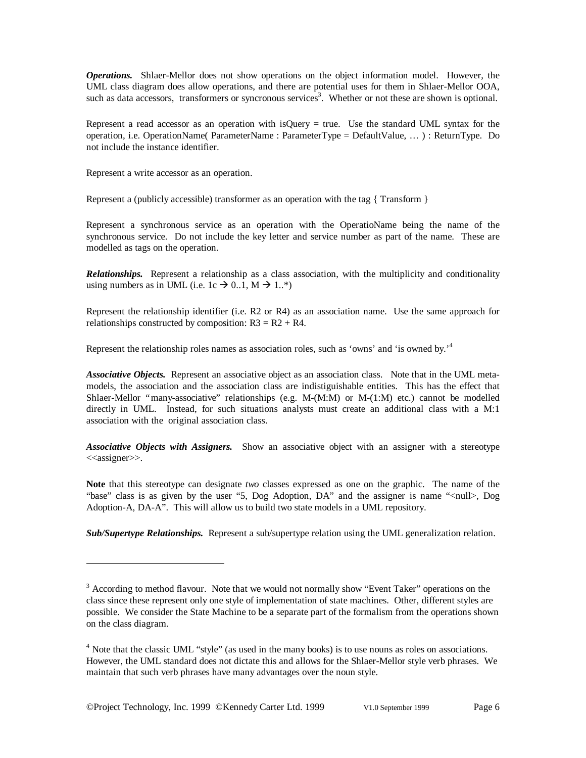***Operations.*** Shlaer-Mellor does not show operations on the object information model. However, the UML class diagram does allow operations, and there are potential uses for them in Shlaer-Mellor OOA, such as data accessors, transformers or syncronous services[3]. Whether or not these are shown is optional.

Represent a read accessor as an operation with isQuery = true. Use the standard UML syntax for the operation, i.e. OperationName( ParameterName : ParameterType = DefaultValue, … ) : ReturnType. Do not include the instance identifier.

Represent a write accessor as an operation.

Represent a (publicly accessible) transformer as an operation with the tag { Transform }

Represent a synchronous service as an operation with the OperatioName being the name of the synchronous service. Do not include the key letter and service number as part of the name. These are modelled as tags on the operation.

***Relationships.*** Represent a relationship as a class association, with the multiplicity and conditionality using numbers as in UML (i.e. 1c → 0..1, M → 1..*)

Represent the relationship identifier (i.e. R2 or R4) as an association name. Use the same approach for relationships constructed by composition: R3 = R2 + R4.

Represent the relationship roles names as association roles, such as 'owns' and 'is owned by.'[4]

***Associative Objects.*** Represent an associative object as an association class. Note that in the UML meta-models, the association and the association class are indistiguishable entities. This has the effect that Shlaer-Mellor "many-associative" relationships (e.g. M-(M:M) or M-(1:M) etc.) cannot be modelled directly in UML. Instead, for such situations analysts must create an additional class with a M:1 association with the original association class.

***Associative Objects with Assigners.*** Show an associative object with an assigner with a stereotype <<assigner>>.

**Note** that this stereotype can designate *two* classes expressed as one on the graphic. The name of the "base" class is as given by the user "5, Dog Adoption, DA" and the assigner is name "<null>, Dog Adoption-A, DA-A". This will allow us to build two state models in a UML repository.

***Sub/Supertype Relationships.*** Represent a sub/supertype relation using the UML generalization relation.

---

[3] According to method flavour. Note that we would not normally show "Event Taker" operations on the class since these represent only one style of implementation of state machines. Other, different styles are possible. We consider the State Machine to be a separate part of the formalism from the operations shown on the class diagram.

[4] Note that the classic UML "style" (as used in the many books) is to use nouns as roles on associations. However, the UML standard does not dictate this and allows for the Shlaer-Mellor style verb phrases. We maintain that such verb phrases have many advantages over the noun style.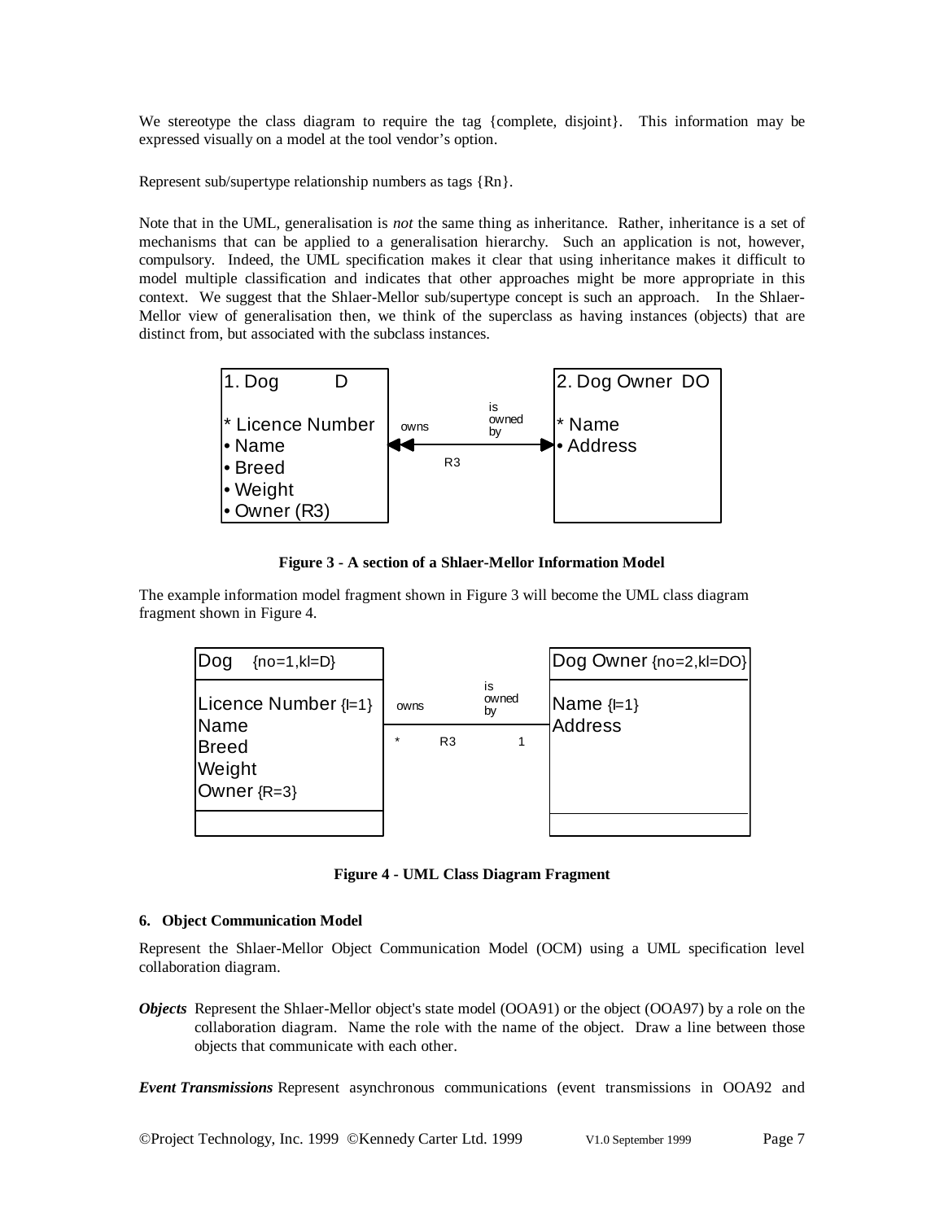We stereotype the class diagram to require the tag {complete, disjoint}. This information may be expressed visually on a model at the tool vendor's option.

Represent sub/supertype relationship numbers as tags {Rn}.

Note that in the UML, generalisation is *not* the same thing as inheritance. Rather, inheritance is a set of mechanisms that can be applied to a generalisation hierarchy. Such an application is not, however, compulsory. Indeed, the UML specification makes it clear that using inheritance makes it difficult to model multiple classification and indicates that other approaches might be more appropriate in this context. We suggest that the Shlaer-Mellor sub/supertype concept is such an approach. In the Shlaer-Mellor view of generalisation then, we think of the superclass as having instances (objects) that are distinct from, but associated with the subclass instances.

**Figure 3 - A section of a Shlaer-Mellor Information Model**

The example information model fragment shown in Figure 3 will become the UML class diagram fragment shown in Figure 4.

**Figure 4 - UML Class Diagram Fragment**

### 6. Object Communication Model

Represent the Shlaer-Mellor Object Communication Model (OCM) using a UML specification level collaboration diagram.

***Objects*** Represent the Shlaer-Mellor object's state model (OOA91) or the object (OOA97) by a role on the collaboration diagram. Name the role with the name of the object. Draw a line between those objects that communicate with each other.

***Event Transmissions*** Represent asynchronous communications (event transmissions in OOA92 and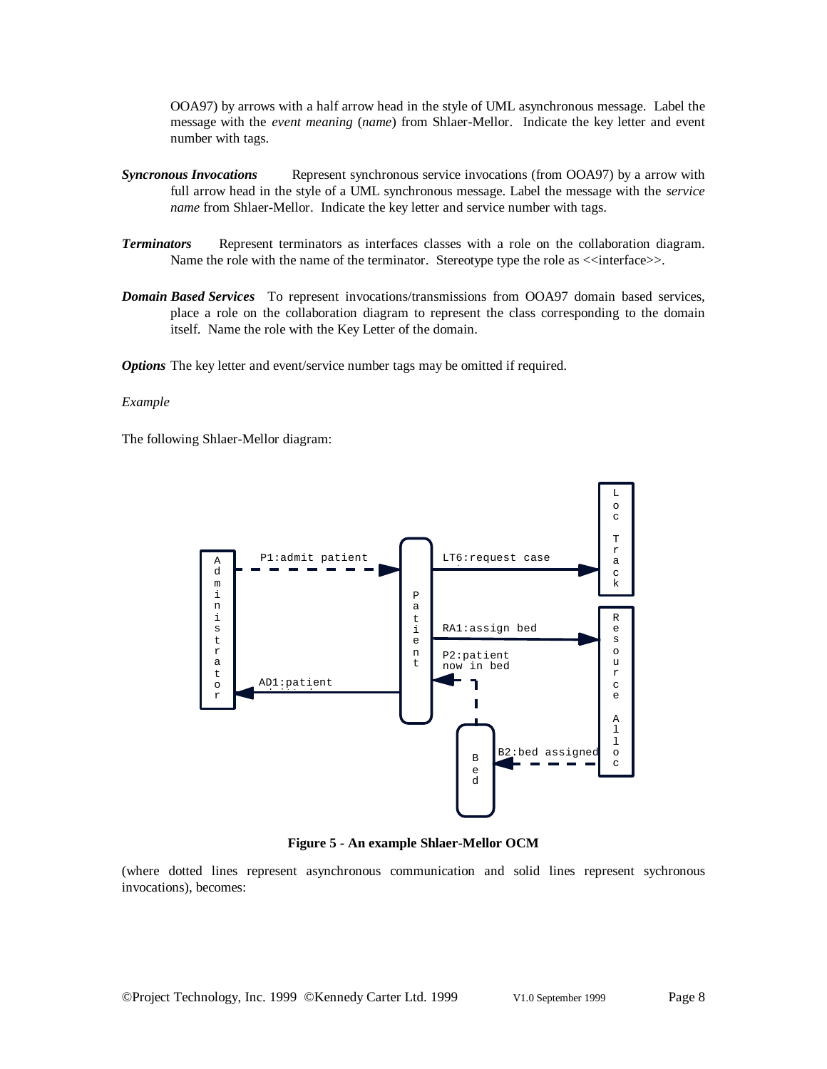OOA97) by arrows with a half arrow head in the style of UML asynchronous message. Label the message with the *event meaning* (*name*) from Shlaer-Mellor. Indicate the key letter and event number with tags.

***Syncronous Invocations*** Represent synchronous service invocations (from OOA97) by a arrow with full arrow head in the style of a UML synchronous message. Label the message with the *service name* from Shlaer-Mellor. Indicate the key letter and service number with tags.

***Terminators*** Represent terminators as interfaces classes with a role on the collaboration diagram. Name the role with the name of the terminator. Stereotype type the role as <<interface>>.

***Domain Based Services*** To represent invocations/transmissions from OOA97 domain based services, place a role on the collaboration diagram to represent the class corresponding to the domain itself. Name the role with the Key Letter of the domain.

***Options*** The key letter and event/service number tags may be omitted if required.

*Example*

The following Shlaer-Mellor diagram:

**Figure 5 - An example Shlaer-Mellor OCM**

(where dotted lines represent asynchronous communication and solid lines represent sychronous invocations), becomes: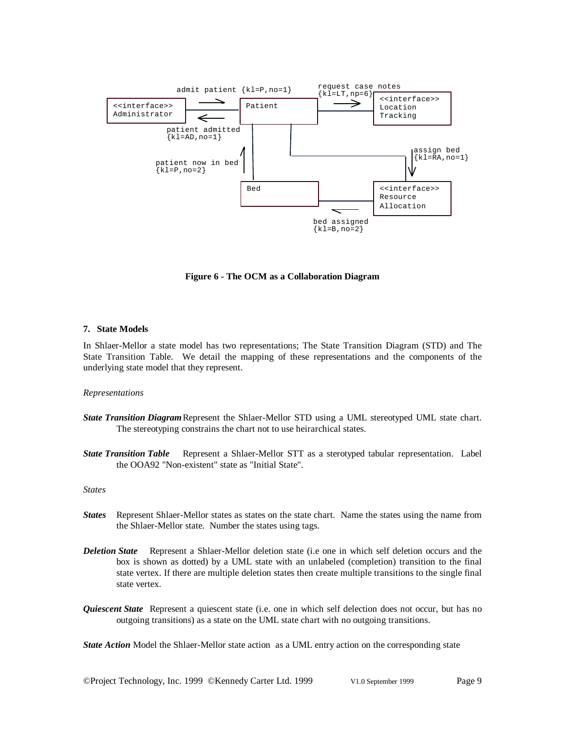**Figure 6 - The OCM as a Collaboration Diagram**

### 7. State Models

In Shlaer-Mellor a state model has two representations; The State Transition Diagram (STD) and The State Transition Table. We detail the mapping of these representations and the components of the underlying state model that they represent.

*Representations*

***State Transition Diagram*** Represent the Shlaer-Mellor STD using a UML stereotyped UML state chart. The stereotyping constrains the chart not to use heirarchical states.

***State Transition Table*** Represent a Shlaer-Mellor STT as a sterotyped tabular representation. Label the OOA92 "Non-existent" state as "Initial State".

*States*

***States*** Represent Shlaer-Mellor states as states on the state chart. Name the states using the name from the Shlaer-Mellor state. Number the states using tags.

***Deletion State*** Represent a Shlaer-Mellor deletion state (i.e one in which self deletion occurs and the box is shown as dotted) by a UML state with an unlabeled (completion) transition to the final state vertex. If there are multiple deletion states then create multiple transitions to the single final state vertex.

***Quiescent State*** Represent a quiescent state (i.e. one in which self delection does not occur, but has no outgoing transitions) as a state on the UML state chart with no outgoing transitions.

***State Action*** Model the Shlaer-Mellor state action as a UML entry action on the corresponding state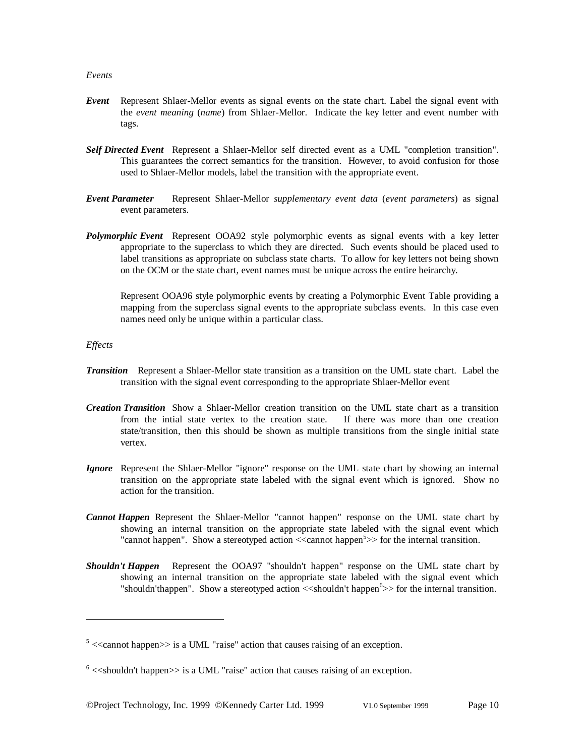*Events*

***Event*** Represent Shlaer-Mellor events as signal events on the state chart. Label the signal event with the *event meaning* (*name*) from Shlaer-Mellor. Indicate the key letter and event number with tags.

***Self Directed Event*** Represent a Shlaer-Mellor self directed event as a UML "completion transition". This guarantees the correct semantics for the transition. However, to avoid confusion for those used to Shlaer-Mellor models, label the transition with the appropriate event.

***Event Parameter*** Represent Shlaer-Mellor *supplementary event data* (*event parameters*) as signal event parameters.

***Polymorphic Event*** Represent OOA92 style polymorphic events as signal events with a key letter appropriate to the superclass to which they are directed. Such events should be placed used to label transitions as appropriate on subclass state charts. To allow for key letters not being shown on the OCM or the state chart, event names must be unique across the entire heirarchy.

Represent OOA96 style polymorphic events by creating a Polymorphic Event Table providing a mapping from the superclass signal events to the appropriate subclass events. In this case even names need only be unique within a particular class.

*Effects*

***Transition*** Represent a Shlaer-Mellor state transition as a transition on the UML state chart. Label the transition with the signal event corresponding to the appropriate Shlaer-Mellor event

***Creation Transition*** Show a Shlaer-Mellor creation transition on the UML state chart as a transition from the intial state vertex to the creation state. If there was more than one creation state/transition, then this should be shown as multiple transitions from the single initial state vertex.

***Ignore*** Represent the Shlaer-Mellor "ignore" response on the UML state chart by showing an internal transition on the appropriate state labeled with the signal event which is ignored. Show no action for the transition.

***Cannot Happen*** Represent the Shlaer-Mellor "cannot happen" response on the UML state chart by showing an internal transition on the appropriate state labeled with the signal event which "cannot happen". Show a stereotyped action <<cannot happen[5]>> for the internal transition.

***Shouldn't Happen*** Represent the OOA97 "shouldn't happen" response on the UML state chart by showing an internal transition on the appropriate state labeled with the signal event which "shouldn'thappen". Show a stereotyped action <<shouldn't happen[6]>> for the internal transition.

---

[5] <<cannot happen>> is a UML "raise" action that causes raising of an exception.

[6] <<shouldn't happen>> is a UML "raise" action that causes raising of an exception.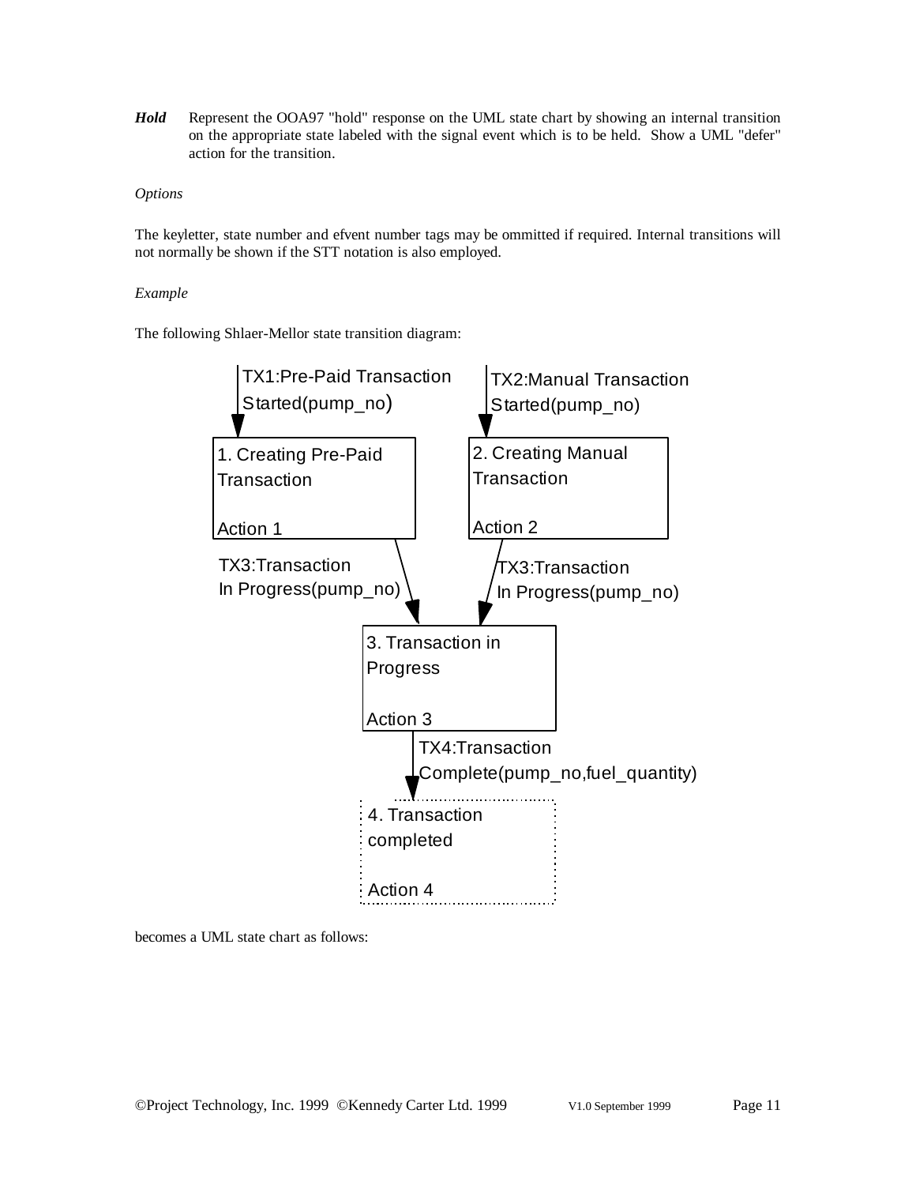***Hold*** Represent the OOA97 "hold" response on the UML state chart by showing an internal transition on the appropriate state labeled with the signal event which is to be held. Show a UML "defer" action for the transition.

*Options*

The keyletter, state number and efvent number tags may be ommitted if required. Internal transitions will not normally be shown if the STT notation is also employed.

*Example*

The following Shlaer-Mellor state transition diagram:

TX1:Pre-Paid Transaction Started(pump_no)

TX2:Manual Transaction Started(pump_no)

1. Creating Pre-Paid Transaction

Action 1

2. Creating Manual Transaction

Action 2

TX3:Transaction In Progress(pump_no)

TX3:Transaction In Progress(pump_no)

3. Transaction in Progress

Action 3

TX4:Transaction Complete(pump_no,fuel_quantity)

4. Transaction completed

Action 4

becomes a UML state chart as follows: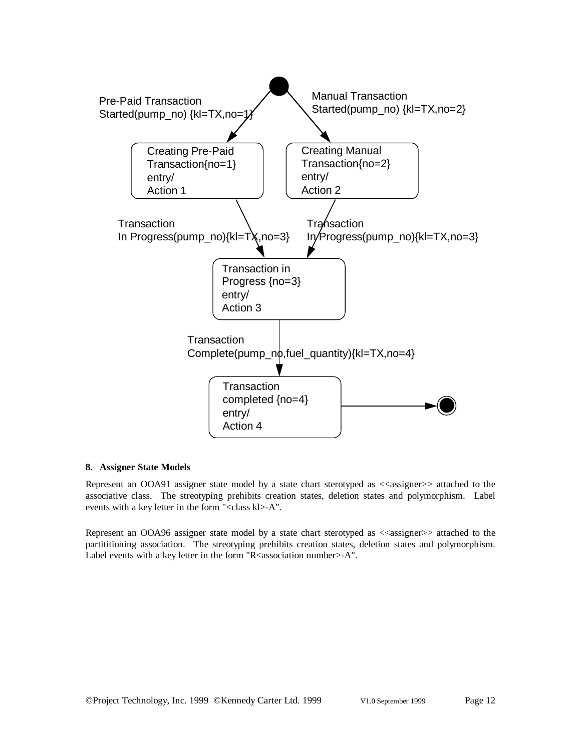Pre-Paid Transaction Started(pump_no) {kl=TX,no=1}

Manual Transaction Started(pump_no) {kl=TX,no=2}

Creating Pre-Paid Transaction{no=1} entry/ Action 1

Creating Manual Transaction{no=2} entry/ Action 2

Transaction In Progress(pump_no){kl=TX,no=3}

Transaction In Progress(pump_no){kl=TX,no=3}

Transaction in Progress {no=3} entry/ Action 3

Transaction Complete(pump_no,fuel_quantity){kl=TX,no=4}

Transaction completed {no=4} entry/ Action 4

## 8. Assigner State Models

Represent an OOA91 assigner state model by a state chart sterotyped as <<assigner>> attached to the associative class. The streotyping prehibits creation states, deletion states and polymorphism. Label events with a key letter in the form "<class kl>-A".

Represent an OOA96 assigner state model by a state chart sterotyped as <<assigner>> attached to the partititioning association. The streotyping prehibits creation states, deletion states and polymorphism. Label events with a key letter in the form "R<association number>-A".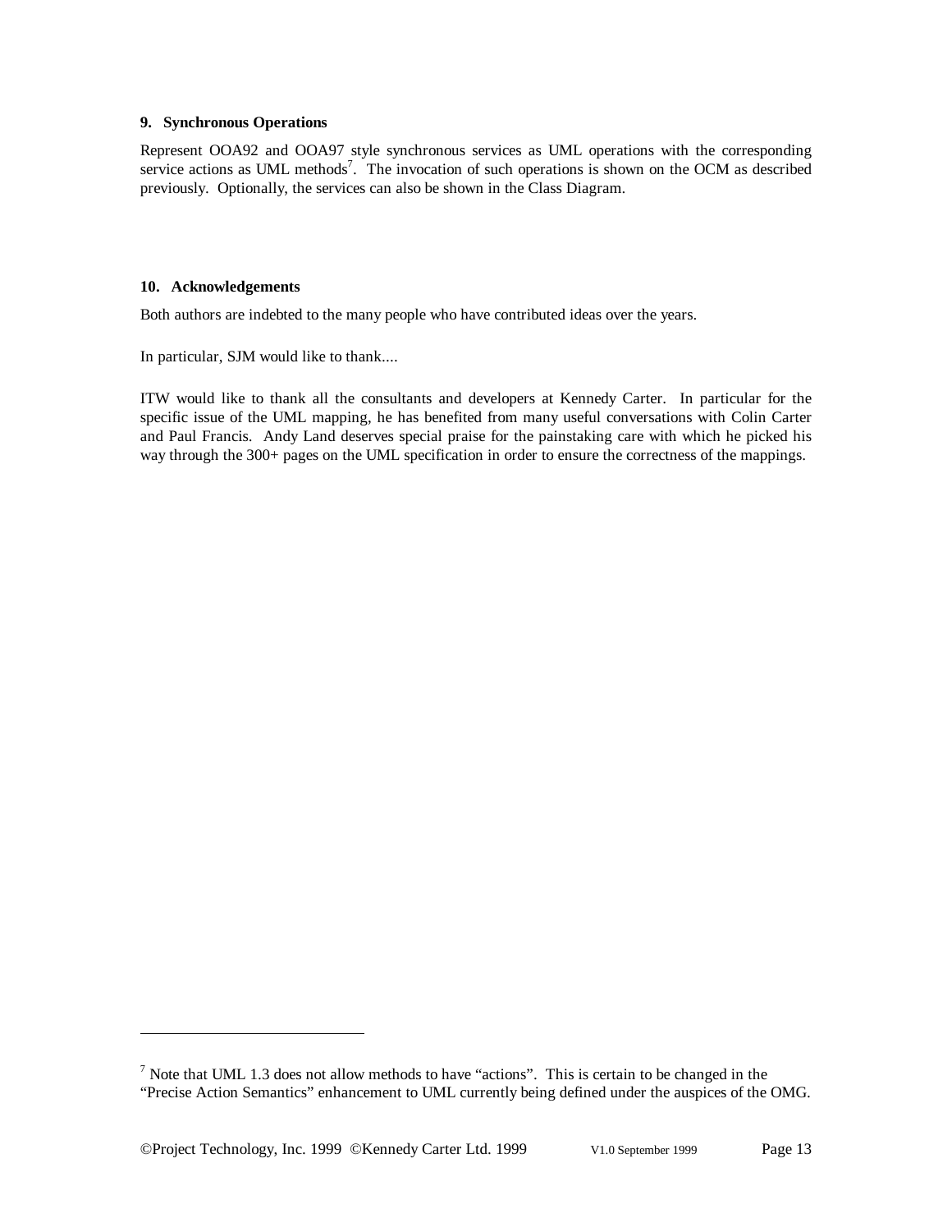### 9. Synchronous Operations

Represent OOA92 and OOA97 style synchronous services as UML operations with the corresponding service actions as UML methods[7]. The invocation of such operations is shown on the OCM as described previously. Optionally, the services can also be shown in the Class Diagram.

### 10. Acknowledgements

Both authors are indebted to the many people who have contributed ideas over the years.

In particular, SJM would like to thank....

ITW would like to thank all the consultants and developers at Kennedy Carter. In particular for the specific issue of the UML mapping, he has benefited from many useful conversations with Colin Carter and Paul Francis. Andy Land deserves special praise for the painstaking care with which he picked his way through the 300+ pages on the UML specification in order to ensure the correctness of the mappings.

---

[7] Note that UML 1.3 does not allow methods to have "actions". This is certain to be changed in the "Precise Action Semantics" enhancement to UML currently being defined under the auspices of the OMG.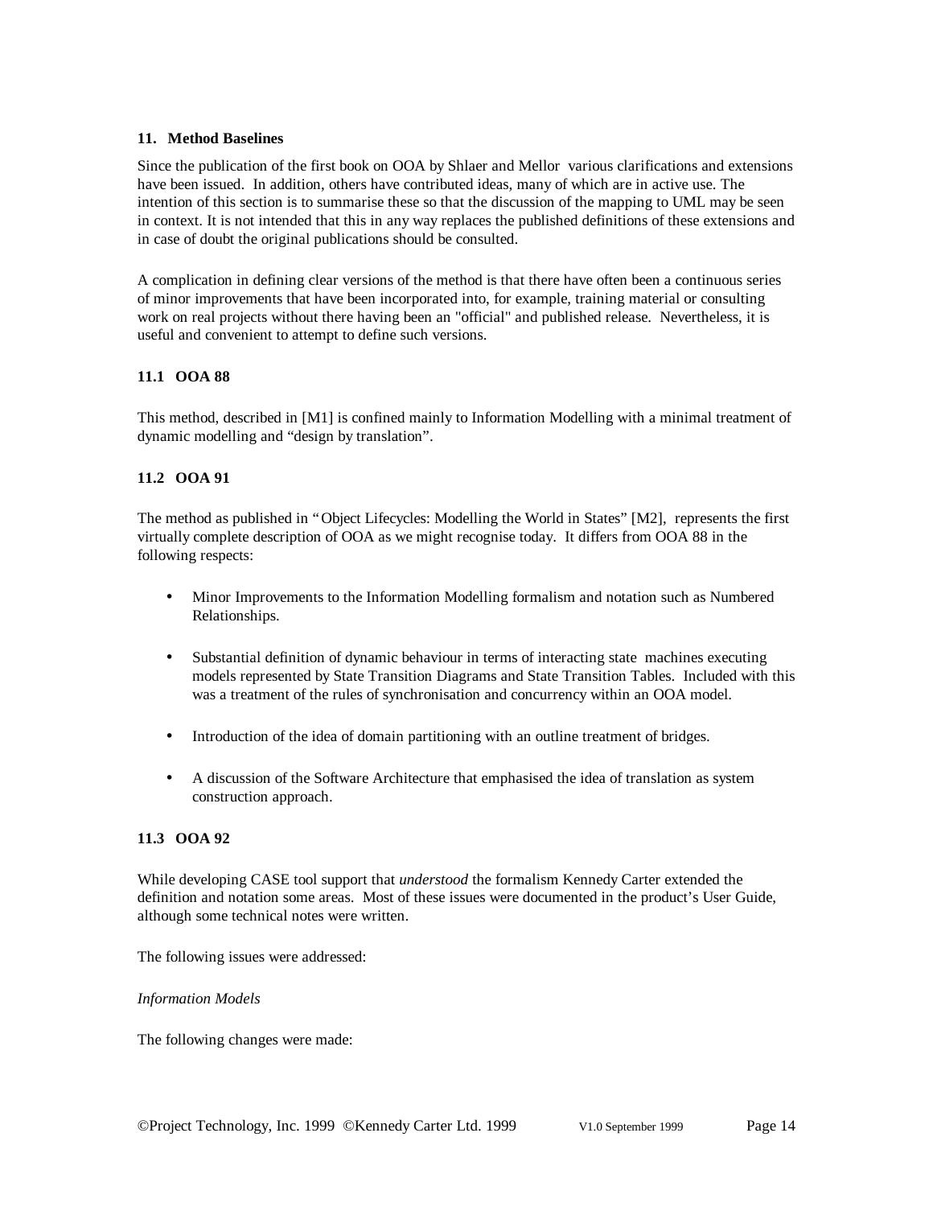## 11. Method Baselines

Since the publication of the first book on OOA by Shlaer and Mellor various clarifications and extensions have been issued. In addition, others have contributed ideas, many of which are in active use. The intention of this section is to summarise these so that the discussion of the mapping to UML may be seen in context. It is not intended that this in any way replaces the published definitions of these extensions and in case of doubt the original publications should be consulted.

A complication in defining clear versions of the method is that there have often been a continuous series of minor improvements that have been incorporated into, for example, training material or consulting work on real projects without there having been an "official" and published release. Nevertheless, it is useful and convenient to attempt to define such versions.

### 11.1 OOA 88

This method, described in [M1] is confined mainly to Information Modelling with a minimal treatment of dynamic modelling and "design by translation".

### 11.2 OOA 91

The method as published in "Object Lifecycles: Modelling the World in States" [M2], represents the first virtually complete description of OOA as we might recognise today. It differs from OOA 88 in the following respects:

- Minor Improvements to the Information Modelling formalism and notation such as Numbered Relationships.
- Substantial definition of dynamic behaviour in terms of interacting state machines executing models represented by State Transition Diagrams and State Transition Tables. Included with this was a treatment of the rules of synchronisation and concurrency within an OOA model.
- Introduction of the idea of domain partitioning with an outline treatment of bridges.
- A discussion of the Software Architecture that emphasised the idea of translation as system construction approach.

### 11.3 OOA 92

While developing CASE tool support that *understood* the formalism Kennedy Carter extended the definition and notation some areas. Most of these issues were documented in the product's User Guide, although some technical notes were written.

The following issues were addressed:

*Information Models*

The following changes were made: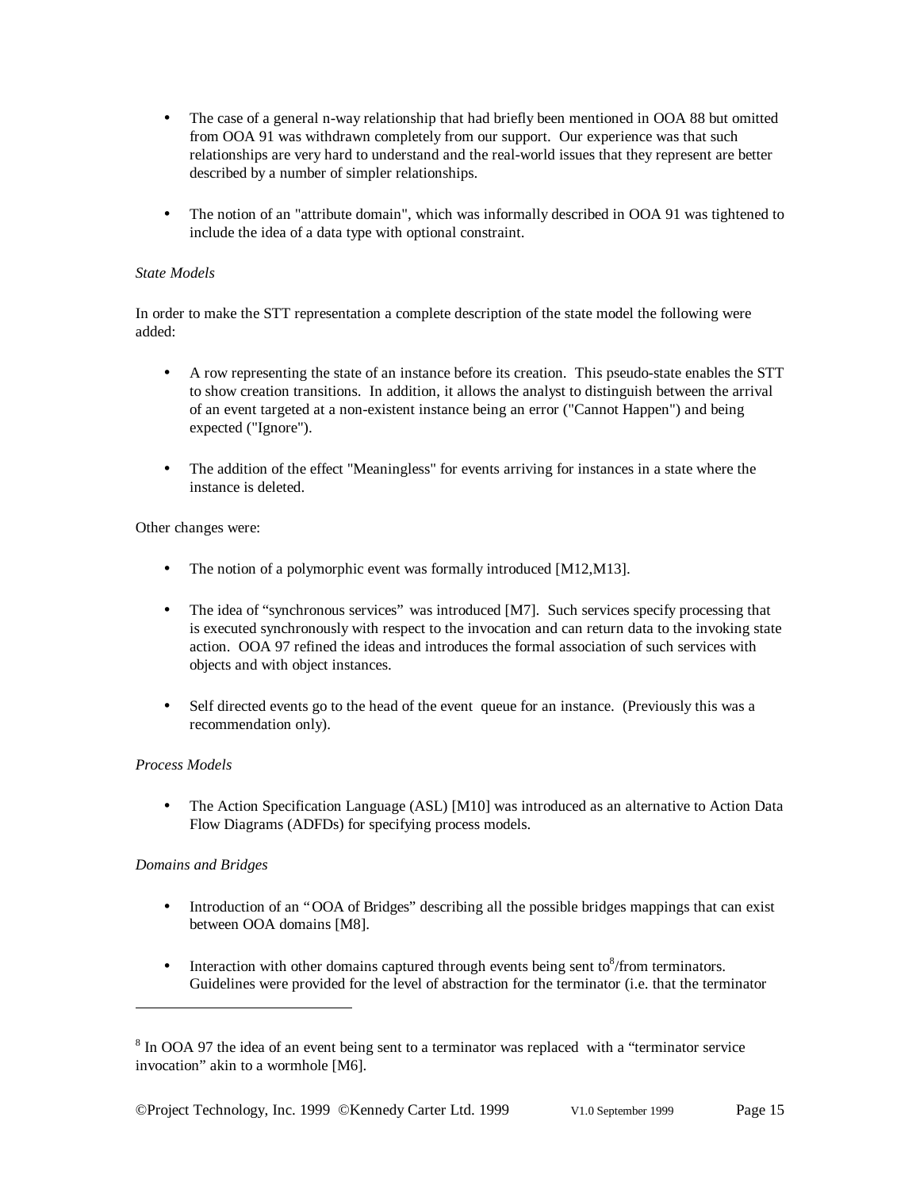- The case of a general n-way relationship that had briefly been mentioned in OOA 88 but omitted from OOA 91 was withdrawn completely from our support. Our experience was that such relationships are very hard to understand and the real-world issues that they represent are better described by a number of simpler relationships.

- The notion of an "attribute domain", which was informally described in OOA 91 was tightened to include the idea of a data type with optional constraint.

*State Models*

In order to make the STT representation a complete description of the state model the following were added:

- A row representing the state of an instance before its creation. This pseudo-state enables the STT to show creation transitions. In addition, it allows the analyst to distinguish between the arrival of an event targeted at a non-existent instance being an error ("Cannot Happen") and being expected ("Ignore").

- The addition of the effect "Meaningless" for events arriving for instances in a state where the instance is deleted.

Other changes were:

- The notion of a polymorphic event was formally introduced [M12,M13].

- The idea of "synchronous services" was introduced [M7]. Such services specify processing that is executed synchronously with respect to the invocation and can return data to the invoking state action. OOA 97 refined the ideas and introduces the formal association of such services with objects and with object instances.

- Self directed events go to the head of the event queue for an instance. (Previously this was a recommendation only).

*Process Models*

- The Action Specification Language (ASL) [M10] was introduced as an alternative to Action Data Flow Diagrams (ADFDs) for specifying process models.

*Domains and Bridges*

- Introduction of an "OOA of Bridges" describing all the possible bridges mappings that can exist between OOA domains [M8].

- Interaction with other domains captured through events being sent to[8]/from terminators. Guidelines were provided for the level of abstraction for the terminator (i.e. that the terminator

[8] In OOA 97 the idea of an event being sent to a terminator was replaced with a "terminator service invocation" akin to a wormhole [M6].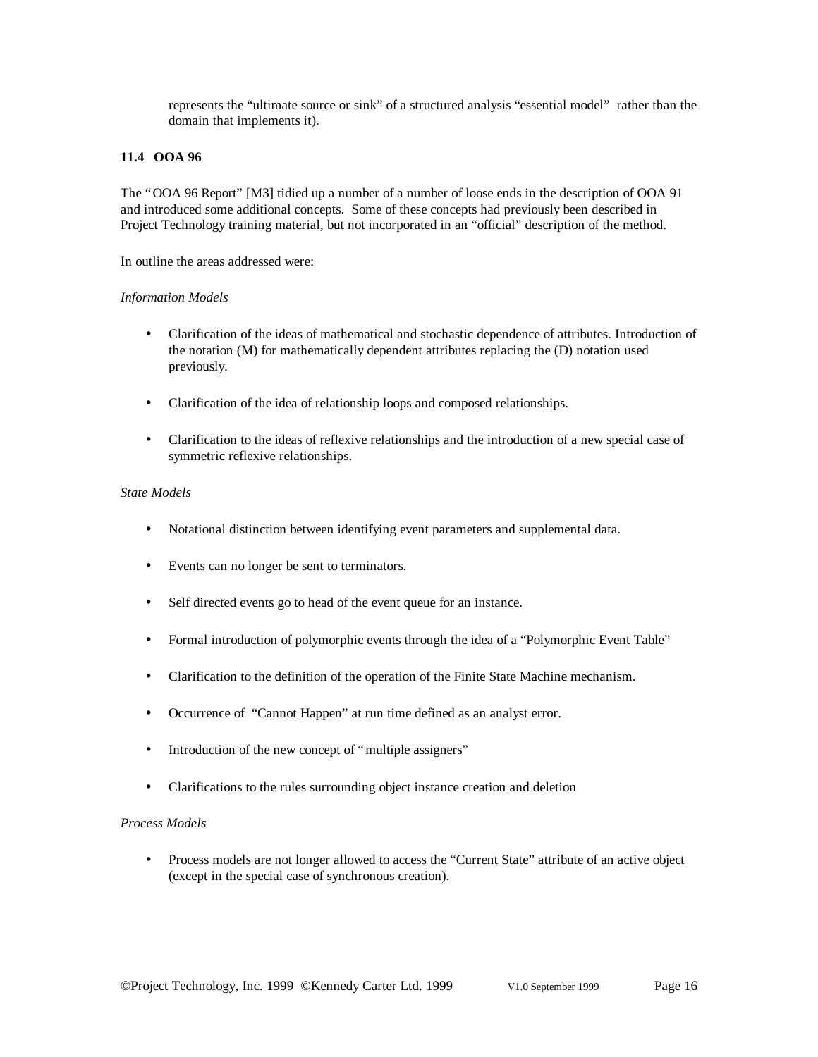represents the "ultimate source or sink" of a structured analysis "essential model" rather than the domain that implements it).

### 11.4 OOA 96

The "OOA 96 Report" [M3] tidied up a number of a number of loose ends in the description of OOA 91 and introduced some additional concepts. Some of these concepts had previously been described in Project Technology training material, but not incorporated in an "official" description of the method.

In outline the areas addressed were:

*Information Models*

- Clarification of the ideas of mathematical and stochastic dependence of attributes. Introduction of the notation (M) for mathematically dependent attributes replacing the (D) notation used previously.
- Clarification of the idea of relationship loops and composed relationships.
- Clarification to the ideas of reflexive relationships and the introduction of a new special case of symmetric reflexive relationships.

*State Models*

- Notational distinction between identifying event parameters and supplemental data.
- Events can no longer be sent to terminators.
- Self directed events go to head of the event queue for an instance.
- Formal introduction of polymorphic events through the idea of a "Polymorphic Event Table"
- Clarification to the definition of the operation of the Finite State Machine mechanism.
- Occurrence of "Cannot Happen" at run time defined as an analyst error.
- Introduction of the new concept of "multiple assigners"
- Clarifications to the rules surrounding object instance creation and deletion

*Process Models*

- Process models are not longer allowed to access the "Current State" attribute of an active object (except in the special case of synchronous creation).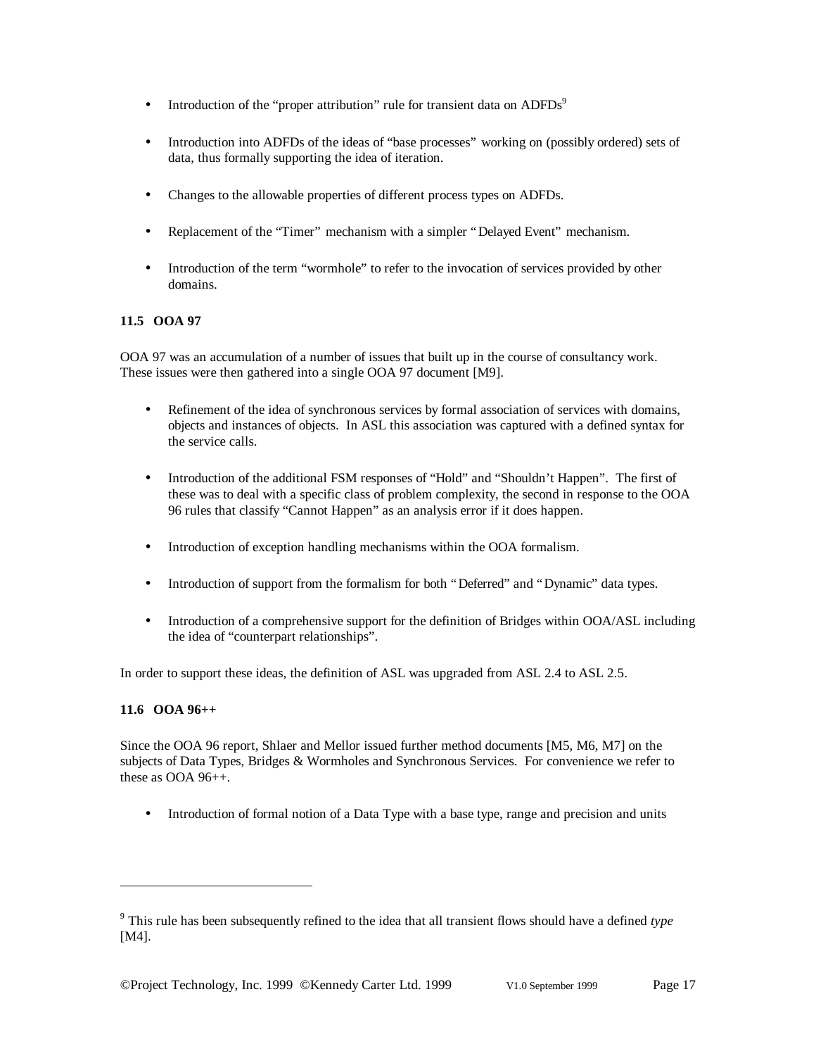- Introduction of the "proper attribution" rule for transient data on ADFDs[9]

- Introduction into ADFDs of the ideas of "base processes" working on (possibly ordered) sets of data, thus formally supporting the idea of iteration.

- Changes to the allowable properties of different process types on ADFDs.

- Replacement of the "Timer" mechanism with a simpler "Delayed Event" mechanism.

- Introduction of the term "wormhole" to refer to the invocation of services provided by other domains.

### 11.5 OOA 97

OOA 97 was an accumulation of a number of issues that built up in the course of consultancy work. These issues were then gathered into a single OOA 97 document [M9].

- Refinement of the idea of synchronous services by formal association of services with domains, objects and instances of objects. In ASL this association was captured with a defined syntax for the service calls.

- Introduction of the additional FSM responses of "Hold" and "Shouldn't Happen". The first of these was to deal with a specific class of problem complexity, the second in response to the OOA 96 rules that classify "Cannot Happen" as an analysis error if it does happen.

- Introduction of exception handling mechanisms within the OOA formalism.

- Introduction of support from the formalism for both "Deferred" and "Dynamic" data types.

- Introduction of a comprehensive support for the definition of Bridges within OOA/ASL including the idea of "counterpart relationships".

In order to support these ideas, the definition of ASL was upgraded from ASL 2.4 to ASL 2.5.

### 11.6 OOA 96++

Since the OOA 96 report, Shlaer and Mellor issued further method documents [M5, M6, M7] on the subjects of Data Types, Bridges & Wormholes and Synchronous Services. For convenience we refer to these as OOA 96++.

- Introduction of formal notion of a Data Type with a base type, range and precision and units

---

[9] This rule has been subsequently refined to the idea that all transient flows should have a defined *type* [M4].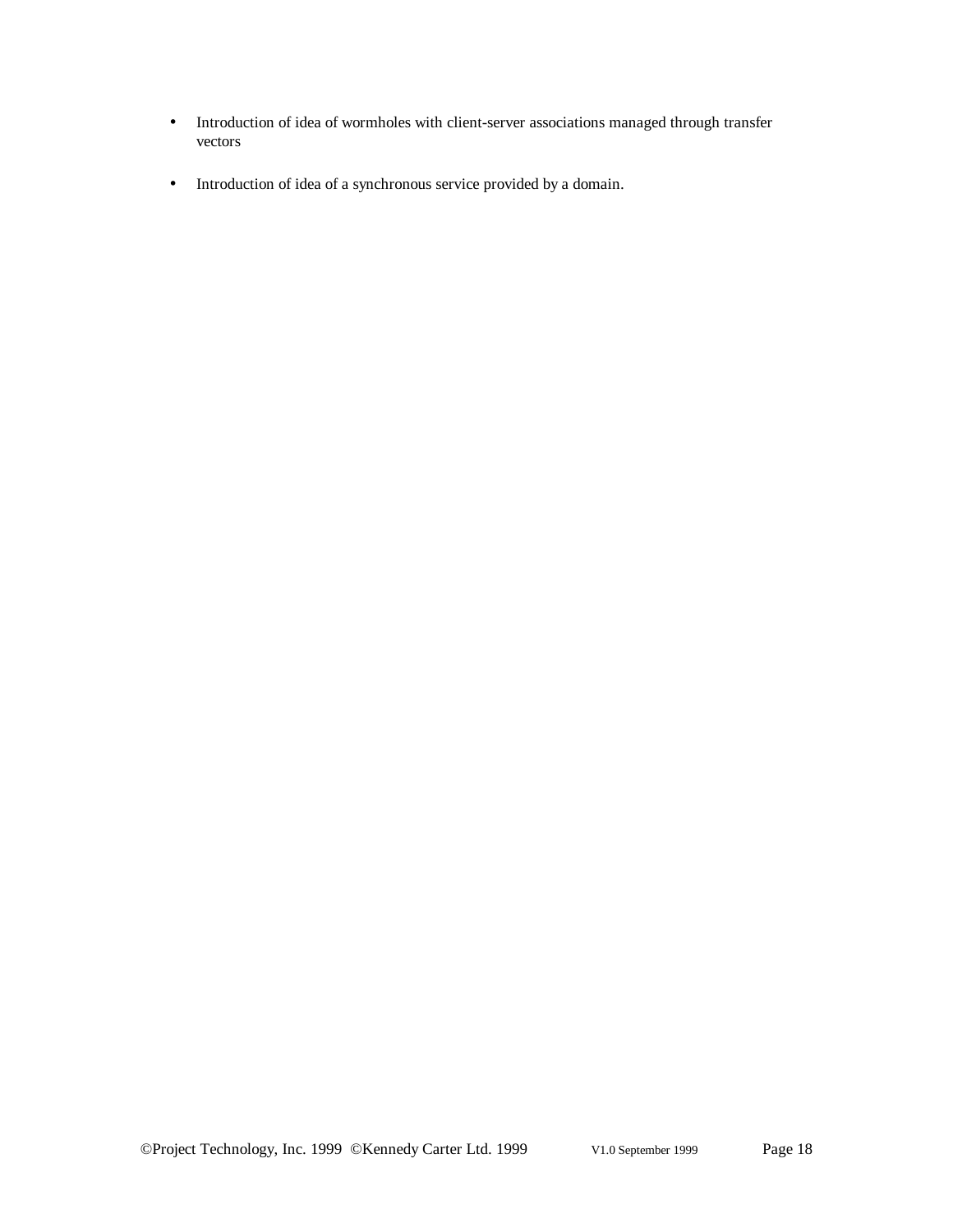- Introduction of idea of wormholes with client-server associations managed through transfer vectors

- Introduction of idea of a synchronous service provided by a domain.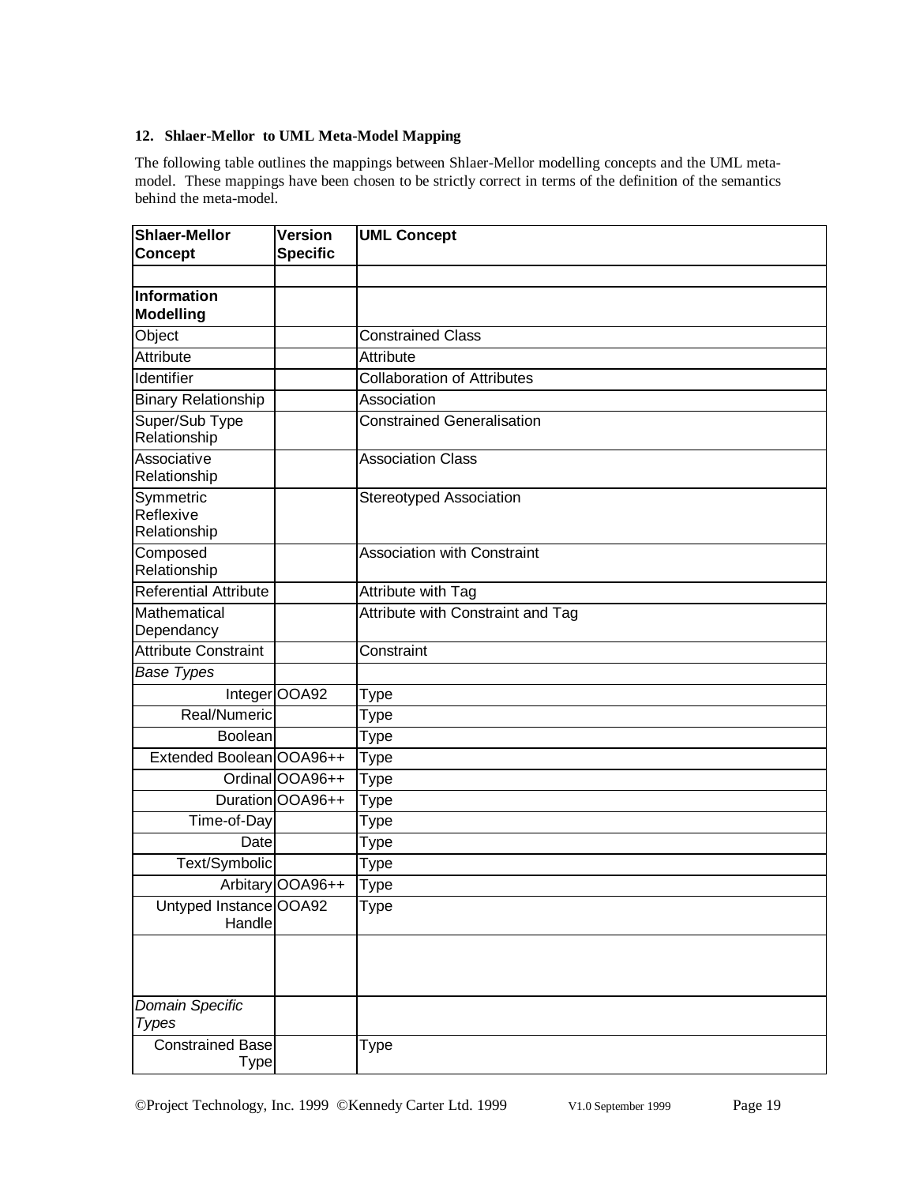## 12. Shlaer-Mellor to UML Meta-Model Mapping

The following table outlines the mappings between Shlaer-Mellor modelling concepts and the UML meta-model. These mappings have been chosen to be strictly correct in terms of the definition of the semantics behind the meta-model.

| Shlaer-Mellor Concept | Version Specific | UML Concept |
|---|---|---|
| | | |
| **Information Modelling** | | |
| Object | | Constrained Class |
| Attribute | | Attribute |
| Identifier | | Collaboration of Attributes |
| Binary Relationship | | Association |
| Super/Sub Type Relationship | | Constrained Generalisation |
| Associative Relationship | | Association Class |
| Symmetric Reflexive Relationship | | Stereotyped Association |
| Composed Relationship | | Association with Constraint |
| Referential Attribute | | Attribute with Tag |
| Mathematical Dependancy | | Attribute with Constraint and Tag |
| Attribute Constraint | | Constraint |
| *Base Types* | | |
| Integer | OOA92 | Type |
| Real/Numeric | | Type |
| Boolean | | Type |
| Extended Boolean | OOA96++ | Type |
| Ordinal | OOA96++ | Type |
| Duration | OOA96++ | Type |
| Time-of-Day | | Type |
| Date | | Type |
| Text/Symbolic | | Type |
| Arbitary | OOA96++ | Type |
| Untyped Instance Handle | OOA92 | Type |
| | | |
| *Domain Specific Types* | | |
| Constrained Base Type | | Type |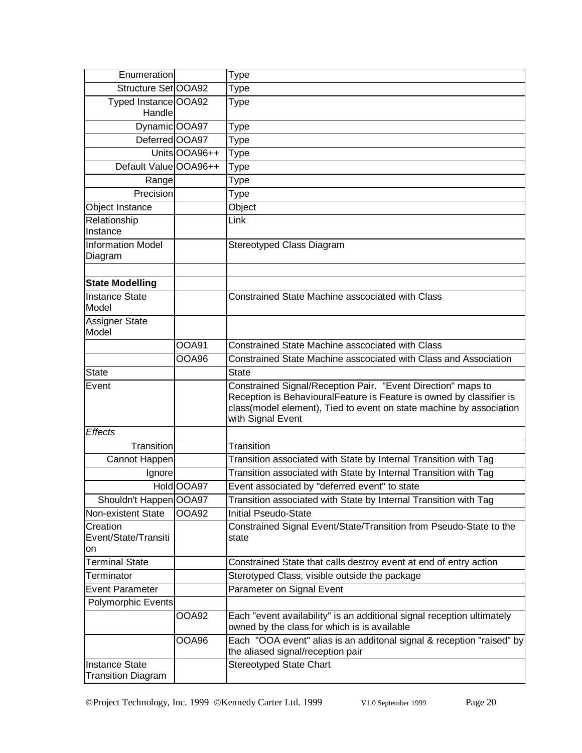| | | |
|---|---|---|
| Enumeration | | Type |
| Structure Set | OOA92 | Type |
| Typed Instance Handle | OOA92 | Type |
| Dynamic | OOA97 | Type |
| Deferred | OOA97 | Type |
| Units | OOA96++ | Type |
| Default Value | OOA96++ | Type |
| Range | | Type |
| Precision | | Type |
| Object Instance | | Object |
| Relationship Instance | | Link |
| Information Model Diagram | | Stereotyped Class Diagram |
| | | |
| **State Modelling** | | |
| Instance State Model | | Constrained State Machine asscociated with Class |
| Assigner State Model | | |
| | OOA91 | Constrained State Machine asscociated with Class |
| | OOA96 | Constrained State Machine asscociated with Class and Association |
| State | | State |
| Event | | Constrained Signal/Reception Pair. "Event Direction" maps to Reception is BehaviouralFeature is Feature is owned by classifier is class(model element), Tied to event on state machine by association with Signal Event |
| *Effects* | | |
| Transition | | Transition |
| Cannot Happen | | Transition associated with State by Internal Transition with Tag |
| Ignore | | Transition associated with State by Internal Transition with Tag |
| Hold | OOA97 | Event associated by "deferred event" to state |
| Shouldn't Happen | OOA97 | Transition associated with State by Internal Transition with Tag |
| Non-existent State | OOA92 | Initial Pseudo-State |
| Creation Event/State/Transition | | Constrained Signal Event/State/Transition from Pseudo-State to the state |
| Terminal State | | Constrained State that calls destroy event at end of entry action |
| Terminator | | Sterotyped Class, visible outside the package |
| Event Parameter | | Parameter on Signal Event |
| Polymorphic Events | | |
| | OOA92 | Each "event availability" is an additional signal reception ultimately owned by the class for which is is available |
| | OOA96 | Each "OOA event" alias is an additonal signal & reception "raised" by the aliased signal/reception pair |
| Instance State Transition Diagram | | Stereotyped State Chart |

©Project Technology, Inc. 1999 ©Kennedy Carter Ltd. 1999 V1.0 September 1999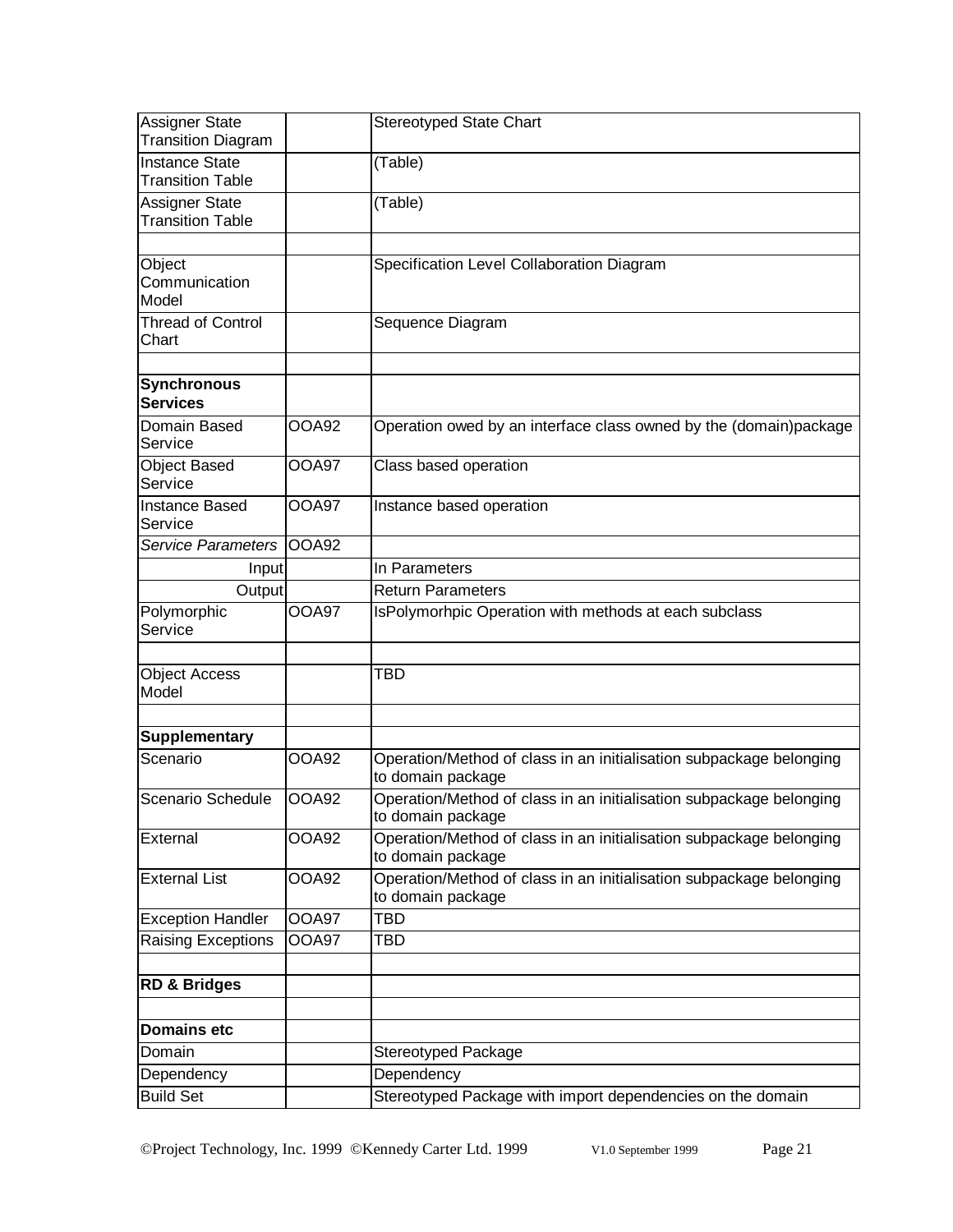| | | |
|---|---|---|
| Assigner State Transition Diagram | | Stereotyped State Chart |
| Instance State Transition Table | | (Table) |
| Assigner State Transition Table | | (Table) |
| | | |
| Object Communication Model | | Specification Level Collaboration Diagram |
| Thread of Control Chart | | Sequence Diagram |
| | | |
| **Synchronous Services** | | |
| Domain Based Service | OOA92 | Operation owed by an interface class owned by the (domain)package |
| Object Based Service | OOA97 | Class based operation |
| Instance Based Service | OOA97 | Instance based operation |
| *Service Parameters* | OOA92 | |
| Input | | In Parameters |
| Output | | Return Parameters |
| Polymorphic Service | OOA97 | IsPolymorhpic Operation with methods at each subclass |
| | | |
| Object Access Model | | TBD |
| | | |
| **Supplementary** | | |
| Scenario | OOA92 | Operation/Method of class in an initialisation subpackage belonging to domain package |
| Scenario Schedule | OOA92 | Operation/Method of class in an initialisation subpackage belonging to domain package |
| External | OOA92 | Operation/Method of class in an initialisation subpackage belonging to domain package |
| External List | OOA92 | Operation/Method of class in an initialisation subpackage belonging to domain package |
| Exception Handler | OOA97 | TBD |
| Raising Exceptions | OOA97 | TBD |
| | | |
| **RD & Bridges** | | |
| | | |
| **Domains etc** | | |
| Domain | | Stereotyped Package |
| Dependency | | Dependency |
| Build Set | | Stereotyped Package with import dependencies on the domain |

©Project Technology, Inc. 1999 ©Kennedy Carter Ltd. 1999 V1.0 September 1999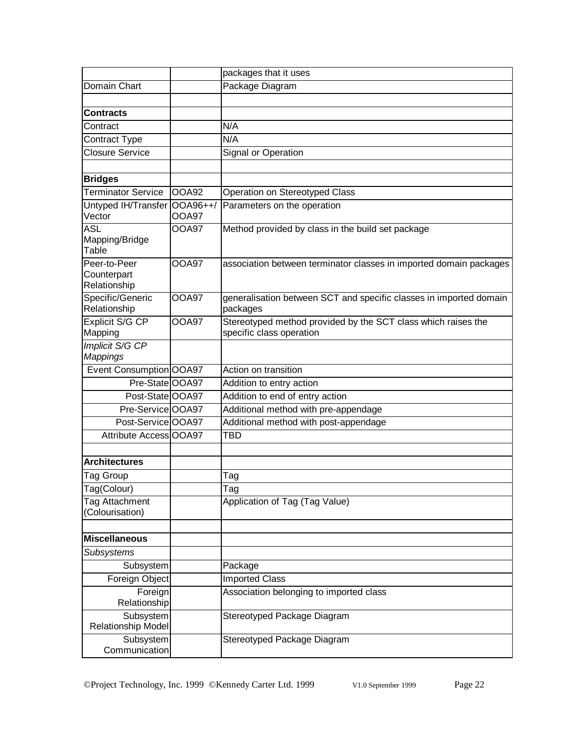| | | packages that it uses |
|---|---|---|
| Domain Chart | | Package Diagram |
| | | |
| **Contracts** | | |
| Contract | | N/A |
| Contract Type | | N/A |
| Closure Service | | Signal or Operation |
| | | |
| **Bridges** | | |
| Terminator Service | OOA92 | Operation on Stereotyped Class |
| Untyped IH/Transfer Vector | OOA96++/ OOA97 | Parameters on the operation |
| ASL Mapping/Bridge Table | OOA97 | Method provided by class in the build set package |
| Peer-to-Peer Counterpart Relationship | OOA97 | association between terminator classes in imported domain packages |
| Specific/Generic Relationship | OOA97 | generalisation between SCT and specific classes in imported domain packages |
| Explicit S/G CP Mapping | OOA97 | Stereotyped method provided by the SCT class which raises the specific class operation |
| *Implicit S/G CP Mappings* | | |
| Event Consumption | OOA97 | Action on transition |
| Pre-State | OOA97 | Addition to entry action |
| Post-State | OOA97 | Addition to end of entry action |
| Pre-Service | OOA97 | Additional method with pre-appendage |
| Post-Service | OOA97 | Additional method with post-appendage |
| Attribute Access | OOA97 | TBD |
| | | |
| **Architectures** | | |
| Tag Group | | Tag |
| Tag(Colour) | | Tag |
| Tag Attachment (Colourisation) | | Application of Tag (Tag Value) |
| | | |
| **Miscellaneous** | | |
| *Subsystems* | | |
| Subsystem | | Package |
| Foreign Object | | Imported Class |
| Foreign Relationship | | Association belonging to imported class |
| Subsystem Relationship Model | | Stereotyped Package Diagram |
| Subsystem Communication | | Stereotyped Package Diagram |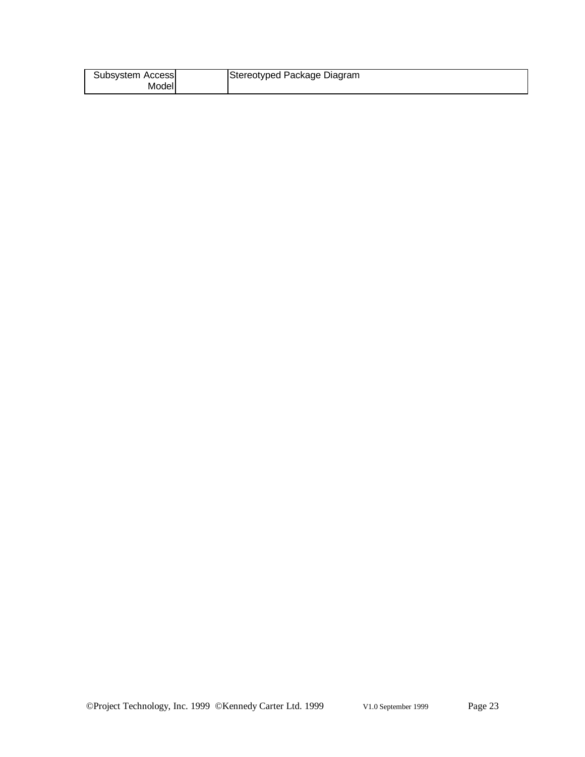| Subsystem Access Model | | Stereotyped Package Diagram |
| --- | --- | --- |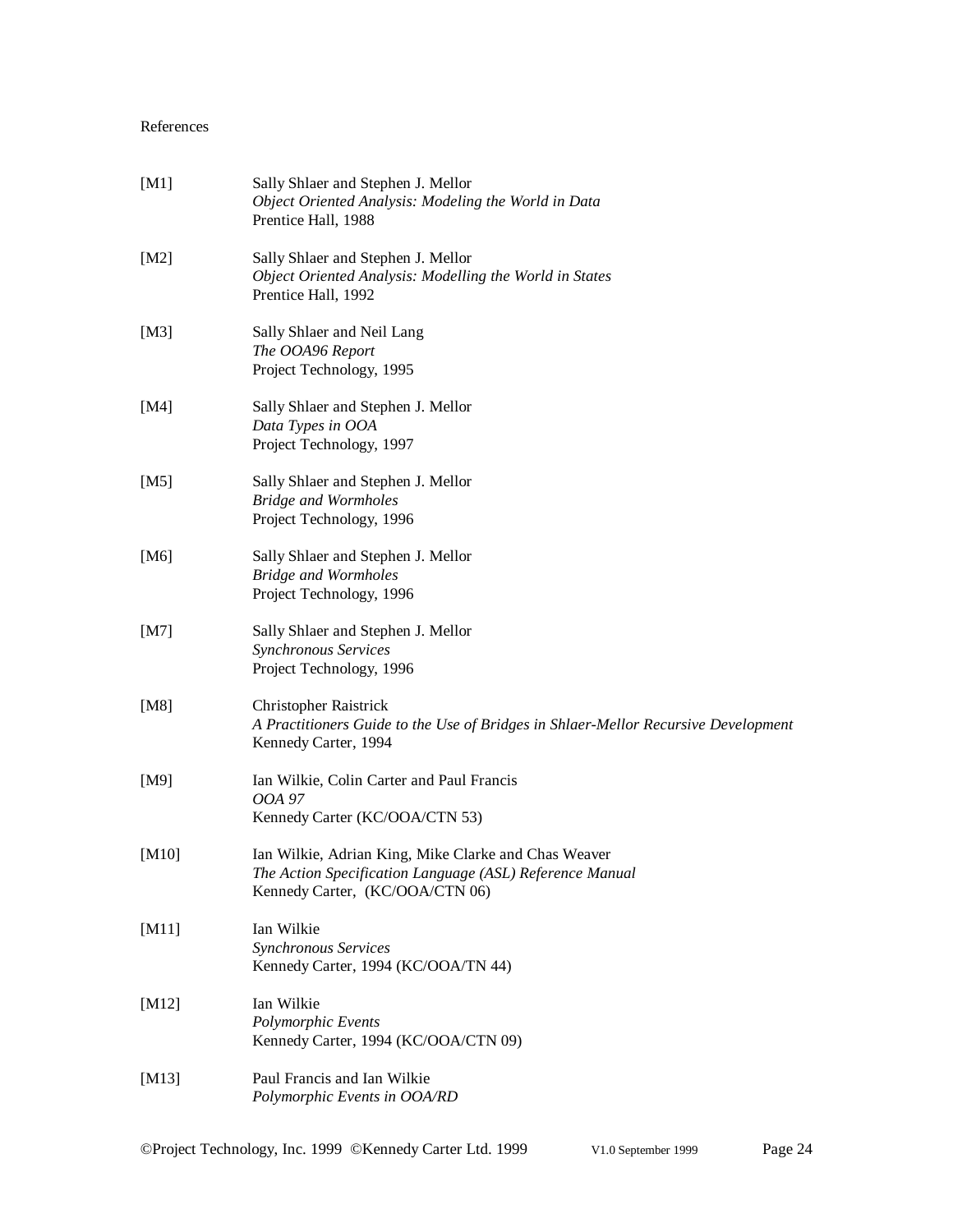References

[M1] Sally Shlaer and Stephen J. Mellor
*Object Oriented Analysis: Modeling the World in Data*
Prentice Hall, 1988

[M2] Sally Shlaer and Stephen J. Mellor
*Object Oriented Analysis: Modelling the World in States*
Prentice Hall, 1992

[M3] Sally Shlaer and Neil Lang
*The OOA96 Report*
Project Technology, 1995

[M4] Sally Shlaer and Stephen J. Mellor
*Data Types in OOA*
Project Technology, 1997

[M5] Sally Shlaer and Stephen J. Mellor
*Bridge and Wormholes*
Project Technology, 1996

[M6] Sally Shlaer and Stephen J. Mellor
*Bridge and Wormholes*
Project Technology, 1996

[M7] Sally Shlaer and Stephen J. Mellor
*Synchronous Services*
Project Technology, 1996

[M8] Christopher Raistrick
*A Practitioners Guide to the Use of Bridges in Shlaer-Mellor Recursive Development*
Kennedy Carter, 1994

[M9] Ian Wilkie, Colin Carter and Paul Francis
*OOA 97*
Kennedy Carter (KC/OOA/CTN 53)

[M10] Ian Wilkie, Adrian King, Mike Clarke and Chas Weaver
*The Action Specification Language (ASL) Reference Manual*
Kennedy Carter, (KC/OOA/CTN 06)

[M11] Ian Wilkie
*Synchronous Services*
Kennedy Carter, 1994 (KC/OOA/TN 44)

[M12] Ian Wilkie
*Polymorphic Events*
Kennedy Carter, 1994 (KC/OOA/CTN 09)

[M13] Paul Francis and Ian Wilkie
*Polymorphic Events in OOA/RD*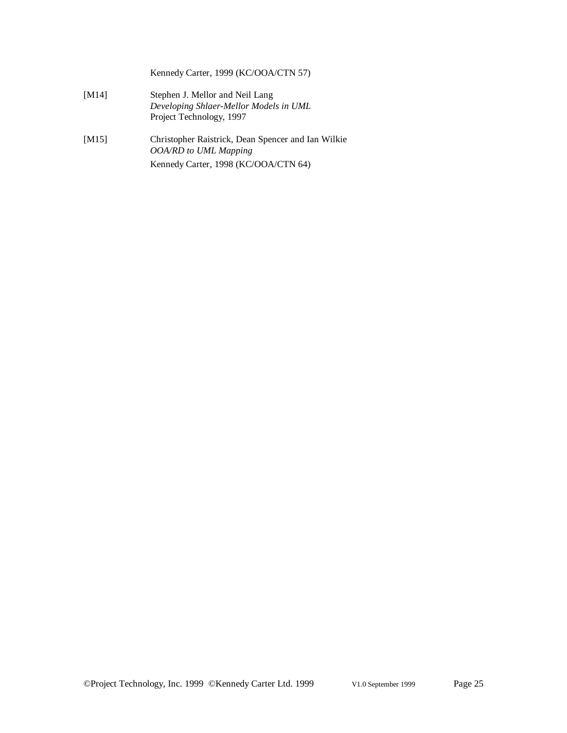Kennedy Carter, 1999 (KC/OOA/CTN 57)

[M14] Stephen J. Mellor and Neil Lang
*Developing Shlaer-Mellor Models in UML*
Project Technology, 1997

[M15] Christopher Raistrick, Dean Spencer and Ian Wilkie
*OOA/RD to UML Mapping*
Kennedy Carter, 1998 (KC/OOA/CTN 64)